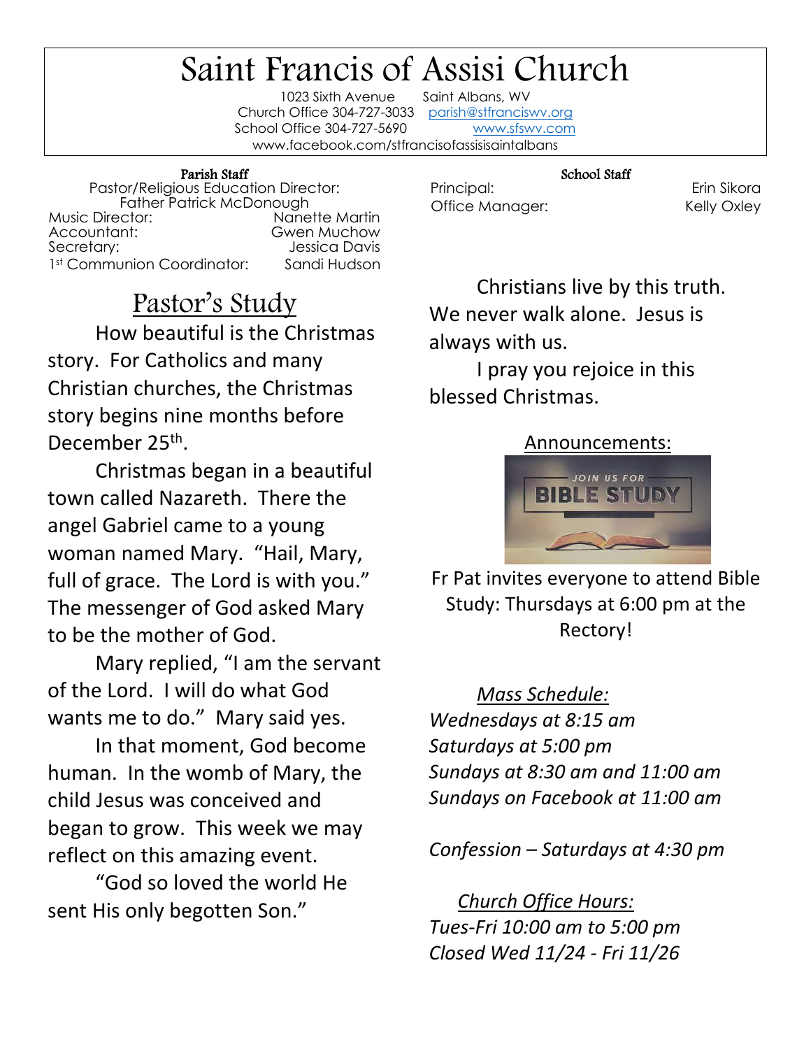# Saint Francis of Assisi Church

1023 Sixth Avenue    Saint Albans, WV
Church Office 304-727-3033    parish@stfranciswv.org
School Office 304-727-5690    www.sfswv.com
www.facebook.com/stfrancisofassisisaintalbans

**Parish Staff**

Pastor/Religious Education Director: Father Patrick McDonough
Music Director: Nanette Martin
Accountant: Gwen Muchow
Secretary: Jessica Davis
1st Communion Coordinator: Sandi Hudson

**School Staff**

Principal: Erin Sikora
Office Manager: Kelly Oxley

## Pastor's Study

How beautiful is the Christmas story. For Catholics and many Christian churches, the Christmas story begins nine months before December 25th.

Christmas began in a beautiful town called Nazareth. There the angel Gabriel came to a young woman named Mary. "Hail, Mary, full of grace. The Lord is with you." The messenger of God asked Mary to be the mother of God.

Mary replied, "I am the servant of the Lord. I will do what God wants me to do." Mary said yes.

In that moment, God become human. In the womb of Mary, the child Jesus was conceived and began to grow. This week we may reflect on this amazing event.

"God so loved the world He sent His only begotten Son."

Christians live by this truth. We never walk alone. Jesus is always with us.

I pray you rejoice in this blessed Christmas.

## Announcements:

JOIN US FOR BIBLE STUDY

Fr Pat invites everyone to attend Bible Study: Thursdays at 6:00 pm at the Rectory!

*Mass Schedule:*

*Wednesdays at 8:15 am*
*Saturdays at 5:00 pm*
*Sundays at 8:30 am and 11:00 am*
*Sundays on Facebook at 11:00 am*

*Confession – Saturdays at 4:30 pm*

*Church Office Hours:*

*Tues-Fri 10:00 am to 5:00 pm*
*Closed Wed 11/24 - Fri 11/26*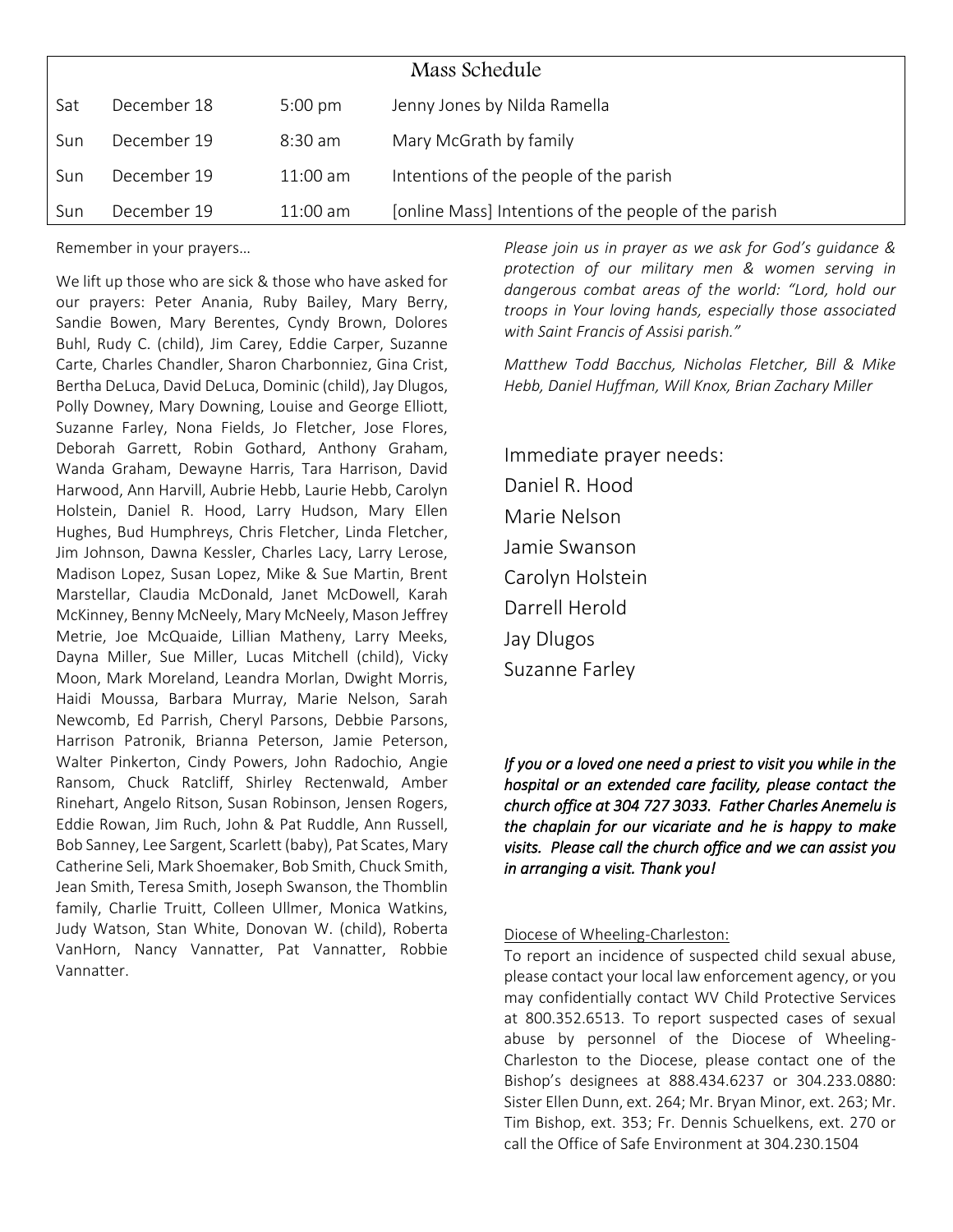## Mass Schedule

| | | | |
|---|---|---|---|
| Sat | December 18 | 5:00 pm | Jenny Jones by Nilda Ramella |
| Sun | December 19 | 8:30 am | Mary McGrath by family |
| Sun | December 19 | 11:00 am | Intentions of the people of the parish |
| Sun | December 19 | 11:00 am | [online Mass] Intentions of the people of the parish |

Remember in your prayers…

We lift up those who are sick & those who have asked for our prayers: Peter Anania, Ruby Bailey, Mary Berry, Sandie Bowen, Mary Berentes, Cyndy Brown, Dolores Buhl, Rudy C. (child), Jim Carey, Eddie Carper, Suzanne Carte, Charles Chandler, Sharon Charbonniez, Gina Crist, Bertha DeLuca, David DeLuca, Dominic (child), Jay Dlugos, Polly Downey, Mary Downing, Louise and George Elliott, Suzanne Farley, Nona Fields, Jo Fletcher, Jose Flores, Deborah Garrett, Robin Gothard, Anthony Graham, Wanda Graham, Dewayne Harris, Tara Harrison, David Harwood, Ann Harvill, Aubrie Hebb, Laurie Hebb, Carolyn Holstein, Daniel R. Hood, Larry Hudson, Mary Ellen Hughes, Bud Humphreys, Chris Fletcher, Linda Fletcher, Jim Johnson, Dawna Kessler, Charles Lacy, Larry Lerose, Madison Lopez, Susan Lopez, Mike & Sue Martin, Brent Marstellar, Claudia McDonald, Janet McDowell, Karah McKinney, Benny McNeely, Mary McNeely, Mason Jeffrey Metrie, Joe McQuaide, Lillian Matheny, Larry Meeks, Dayna Miller, Sue Miller, Lucas Mitchell (child), Vicky Moon, Mark Moreland, Leandra Morlan, Dwight Morris, Haidi Moussa, Barbara Murray, Marie Nelson, Sarah Newcomb, Ed Parrish, Cheryl Parsons, Debbie Parsons, Harrison Patronik, Brianna Peterson, Jamie Peterson, Walter Pinkerton, Cindy Powers, John Radochio, Angie Ransom, Chuck Ratcliff, Shirley Rectenwald, Amber Rinehart, Angelo Ritson, Susan Robinson, Jensen Rogers, Eddie Rowan, Jim Ruch, John & Pat Ruddle, Ann Russell, Bob Sanney, Lee Sargent, Scarlett (baby), Pat Scates, Mary Catherine Seli, Mark Shoemaker, Bob Smith, Chuck Smith, Jean Smith, Teresa Smith, Joseph Swanson, the Thomblin family, Charlie Truitt, Colleen Ullmer, Monica Watkins, Judy Watson, Stan White, Donovan W. (child), Roberta VanHorn, Nancy Vannatter, Pat Vannatter, Robbie Vannatter.

*Please join us in prayer as we ask for God's guidance & protection of our military men & women serving in dangerous combat areas of the world: "Lord, hold our troops in Your loving hands, especially those associated with Saint Francis of Assisi parish."*

*Matthew Todd Bacchus, Nicholas Fletcher, Bill & Mike Hebb, Daniel Huffman, Will Knox, Brian Zachary Miller*

Immediate prayer needs:
Daniel R. Hood
Marie Nelson
Jamie Swanson
Carolyn Holstein
Darrell Herold
Jay Dlugos
Suzanne Farley

***If you or a loved one need a priest to visit you while in the hospital or an extended care facility, please contact the church office at 304 727 3033. Father Charles Anemelu is the chaplain for our vicariate and he is happy to make visits. Please call the church office and we can assist you in arranging a visit. Thank you!***

Diocese of Wheeling-Charleston:

To report an incidence of suspected child sexual abuse, please contact your local law enforcement agency, or you may confidentially contact WV Child Protective Services at 800.352.6513. To report suspected cases of sexual abuse by personnel of the Diocese of Wheeling-Charleston to the Diocese, please contact one of the Bishop's designees at 888.434.6237 or 304.233.0880: Sister Ellen Dunn, ext. 264; Mr. Bryan Minor, ext. 263; Mr. Tim Bishop, ext. 353; Fr. Dennis Schuelkens, ext. 270 or call the Office of Safe Environment at 304.230.1504